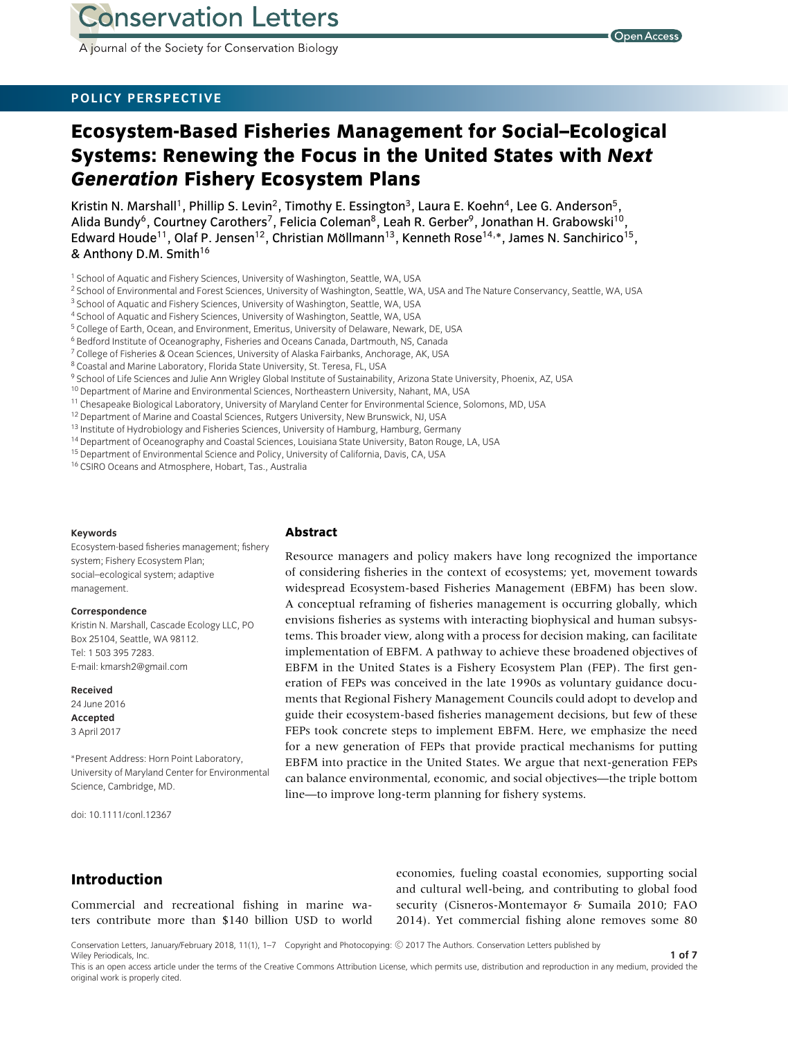**POLICY PERSPECTIVE**

# Ecosystem-Based Fisheries Management for Social–Ecological Systems: Renewing the Focus in the United States with *Next Generation* Fishery Ecosystem Plans

Kristin N. Marshall[1], Phillip S. Levin[2], Timothy E. Essington[3], Laura E. Koehn[4], Lee G. Anderson[5], Alida Bundy[6], Courtney Carothers[7], Felicia Coleman[8], Leah R. Gerber[9], Jonathan H. Grabowski[10], Edward Houde[11], Olaf P. Jensen[12], Christian Möllmann[13], Kenneth Rose[14,*], James N. Sanchirico[15], & Anthony D.M. Smith[16]

[1] School of Aquatic and Fishery Sciences, University of Washington, Seattle, WA, USA
[2] School of Environmental and Forest Sciences, University of Washington, Seattle, WA, USA and The Nature Conservancy, Seattle, WA, USA
[3] School of Aquatic and Fishery Sciences, University of Washington, Seattle, WA, USA
[4] School of Aquatic and Fishery Sciences, University of Washington, Seattle, WA, USA
[5] College of Earth, Ocean, and Environment, Emeritus, University of Delaware, Newark, DE, USA
[6] Bedford Institute of Oceanography, Fisheries and Oceans Canada, Dartmouth, NS, Canada
[7] College of Fisheries & Ocean Sciences, University of Alaska Fairbanks, Anchorage, AK, USA
[8] Coastal and Marine Laboratory, Florida State University, St. Teresa, FL, USA
[9] School of Life Sciences and Julie Ann Wrigley Global Institute of Sustainability, Arizona State University, Phoenix, AZ, USA
[10] Department of Marine and Environmental Sciences, Northeastern University, Nahant, MA, USA
[11] Chesapeake Biological Laboratory, University of Maryland Center for Environmental Science, Solomons, MD, USA
[12] Department of Marine and Coastal Sciences, Rutgers University, New Brunswick, NJ, USA
[13] Institute of Hydrobiology and Fisheries Sciences, University of Hamburg, Hamburg, Germany
[14] Department of Oceanography and Coastal Sciences, Louisiana State University, Baton Rouge, LA, USA
[15] Department of Environmental Science and Policy, University of California, Davis, CA, USA
[16] CSIRO Oceans and Atmosphere, Hobart, Tas., Australia

**Keywords**
Ecosystem-based fisheries management; fishery system; Fishery Ecosystem Plan; social–ecological system; adaptive management.

**Correspondence**
Kristin N. Marshall, Cascade Ecology LLC, PO Box 25104, Seattle, WA 98112.
Tel: 1 503 395 7283.
E-mail: kmarsh2@gmail.com

**Received**
24 June 2016

**Accepted**
3 April 2017

*Present Address: Horn Point Laboratory, University of Maryland Center for Environmental Science, Cambridge, MD.

doi: 10.1111/conl.12367

## Abstract

Resource managers and policy makers have long recognized the importance of considering fisheries in the context of ecosystems; yet, movement towards widespread Ecosystem-based Fisheries Management (EBFM) has been slow. A conceptual reframing of fisheries management is occurring globally, which envisions fisheries as systems with interacting biophysical and human subsystems. This broader view, along with a process for decision making, can facilitate implementation of EBFM. A pathway to achieve these broadened objectives of EBFM in the United States is a Fishery Ecosystem Plan (FEP). The first generation of FEPs was conceived in the late 1990s as voluntary guidance documents that Regional Fishery Management Councils could adopt to develop and guide their ecosystem-based fisheries management decisions, but few of these FEPs took concrete steps to implement EBFM. Here, we emphasize the need for a new generation of FEPs that provide practical mechanisms for putting EBFM into practice in the United States. We argue that next-generation FEPs can balance environmental, economic, and social objectives—the triple bottom line—to improve long-term planning for fishery systems.

## Introduction

Commercial and recreational fishing in marine waters contribute more than $140 billion USD to world economies, fueling coastal economies, supporting social and cultural well-being, and contributing to global food security (Cisneros-Montemayor & Sumaila 2010; FAO 2014). Yet commercial fishing alone removes some 80

Conservation Letters, January/February 2018, 11(1), 1–7 Copyright and Photocopying: © 2017 The Authors. Conservation Letters published by Wiley Periodicals, Inc.
This is an open access article under the terms of the Creative Commons Attribution License, which permits use, distribution and reproduction in any medium, provided the original work is properly cited.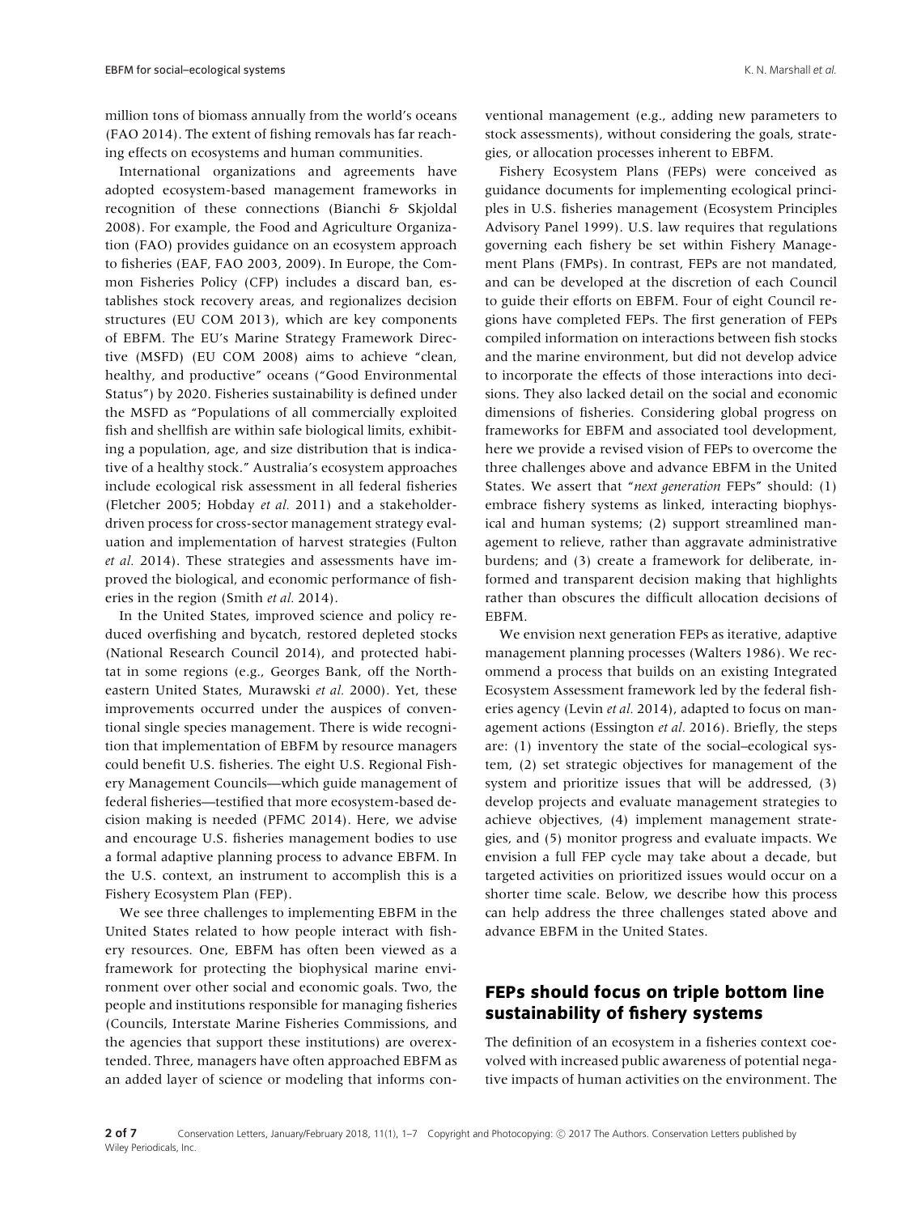million tons of biomass annually from the world's oceans (FAO 2014). The extent of fishing removals has far reaching effects on ecosystems and human communities.

International organizations and agreements have adopted ecosystem-based management frameworks in recognition of these connections (Bianchi & Skjoldal 2008). For example, the Food and Agriculture Organization (FAO) provides guidance on an ecosystem approach to fisheries (EAF, FAO 2003, 2009). In Europe, the Common Fisheries Policy (CFP) includes a discard ban, establishes stock recovery areas, and regionalizes decision structures (EU COM 2013), which are key components of EBFM. The EU's Marine Strategy Framework Directive (MSFD) (EU COM 2008) aims to achieve "clean, healthy, and productive" oceans ("Good Environmental Status") by 2020. Fisheries sustainability is defined under the MSFD as "Populations of all commercially exploited fish and shellfish are within safe biological limits, exhibiting a population, age, and size distribution that is indicative of a healthy stock." Australia's ecosystem approaches include ecological risk assessment in all federal fisheries (Fletcher 2005; Hobday *et al.* 2011) and a stakeholder-driven process for cross-sector management strategy evaluation and implementation of harvest strategies (Fulton *et al.* 2014). These strategies and assessments have improved the biological, and economic performance of fisheries in the region (Smith *et al.* 2014).

In the United States, improved science and policy reduced overfishing and bycatch, restored depleted stocks (National Research Council 2014), and protected habitat in some regions (e.g., Georges Bank, off the Northeastern United States, Murawski *et al.* 2000). Yet, these improvements occurred under the auspices of conventional single species management. There is wide recognition that implementation of EBFM by resource managers could benefit U.S. fisheries. The eight U.S. Regional Fishery Management Councils—which guide management of federal fisheries—testified that more ecosystem-based decision making is needed (PFMC 2014). Here, we advise and encourage U.S. fisheries management bodies to use a formal adaptive planning process to advance EBFM. In the U.S. context, an instrument to accomplish this is a Fishery Ecosystem Plan (FEP).

We see three challenges to implementing EBFM in the United States related to how people interact with fishery resources. One, EBFM has often been viewed as a framework for protecting the biophysical marine environment over other social and economic goals. Two, the people and institutions responsible for managing fisheries (Councils, Interstate Marine Fisheries Commissions, and the agencies that support these institutions) are overextended. Three, managers have often approached EBFM as an added layer of science or modeling that informs conventional management (e.g., adding new parameters to stock assessments), without considering the goals, strategies, or allocation processes inherent to EBFM.

Fishery Ecosystem Plans (FEPs) were conceived as guidance documents for implementing ecological principles in U.S. fisheries management (Ecosystem Principles Advisory Panel 1999). U.S. law requires that regulations governing each fishery be set within Fishery Management Plans (FMPs). In contrast, FEPs are not mandated, and can be developed at the discretion of each Council to guide their efforts on EBFM. Four of eight Council regions have completed FEPs. The first generation of FEPs compiled information on interactions between fish stocks and the marine environment, but did not develop advice to incorporate the effects of those interactions into decisions. They also lacked detail on the social and economic dimensions of fisheries. Considering global progress on frameworks for EBFM and associated tool development, here we provide a revised vision of FEPs to overcome the three challenges above and advance EBFM in the United States. We assert that "*next generation* FEPs" should: (1) embrace fishery systems as linked, interacting biophysical and human systems; (2) support streamlined management to relieve, rather than aggravate administrative burdens; and (3) create a framework for deliberate, informed and transparent decision making that highlights rather than obscures the difficult allocation decisions of EBFM.

We envision next generation FEPs as iterative, adaptive management planning processes (Walters 1986). We recommend a process that builds on an existing Integrated Ecosystem Assessment framework led by the federal fisheries agency (Levin *et al.* 2014), adapted to focus on management actions (Essington *et al.* 2016). Briefly, the steps are: (1) inventory the state of the social–ecological system, (2) set strategic objectives for management of the system and prioritize issues that will be addressed, (3) develop projects and evaluate management strategies to achieve objectives, (4) implement management strategies, and (5) monitor progress and evaluate impacts. We envision a full FEP cycle may take about a decade, but targeted activities on prioritized issues would occur on a shorter time scale. Below, we describe how this process can help address the three challenges stated above and advance EBFM in the United States.

## FEPs should focus on triple bottom line sustainability of fishery systems

The definition of an ecosystem in a fisheries context coevolved with increased public awareness of potential negative impacts of human activities on the environment. The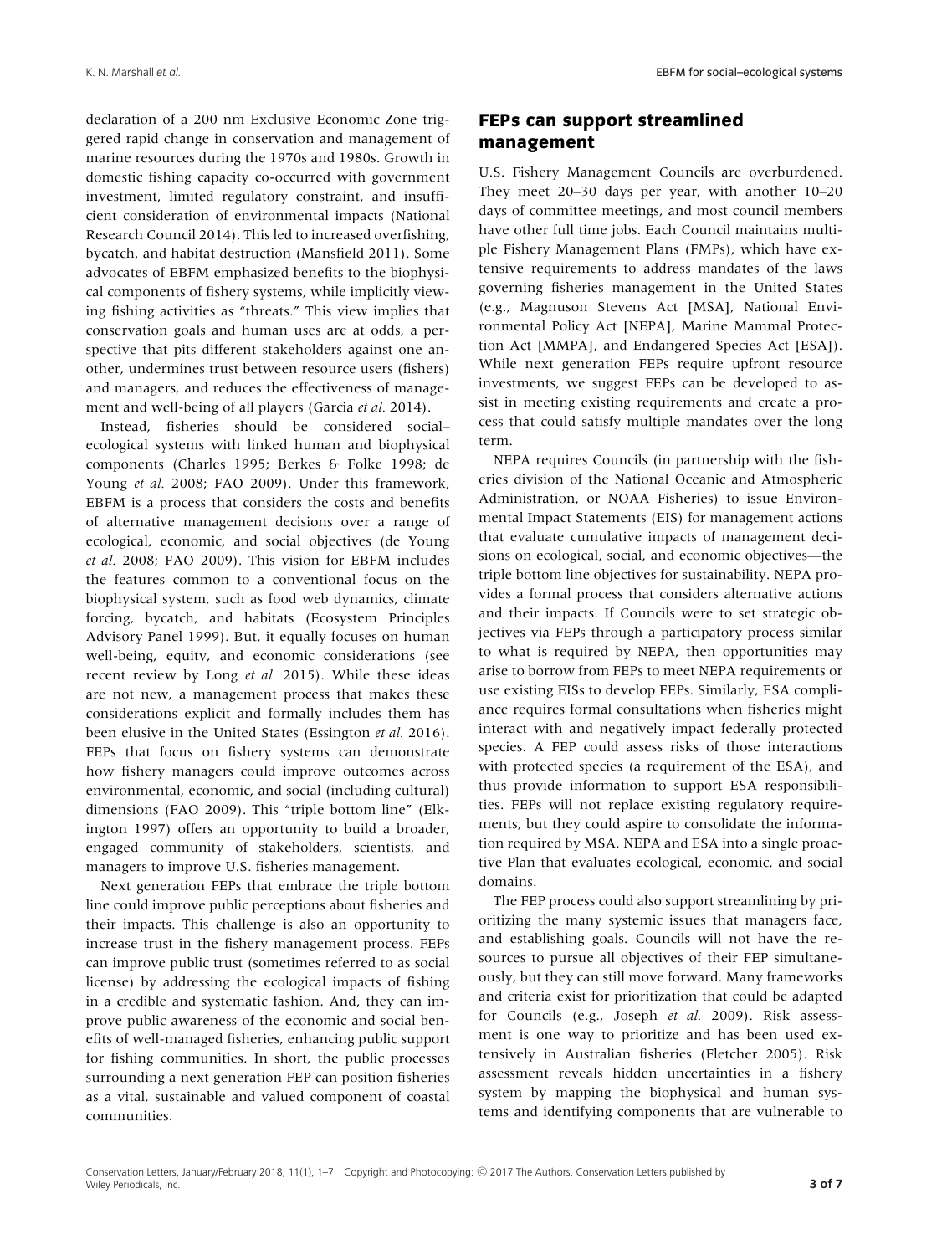declaration of a 200 nm Exclusive Economic Zone triggered rapid change in conservation and management of marine resources during the 1970s and 1980s. Growth in domestic fishing capacity co-occurred with government investment, limited regulatory constraint, and insufficient consideration of environmental impacts (National Research Council 2014). This led to increased overfishing, bycatch, and habitat destruction (Mansfield 2011). Some advocates of EBFM emphasized benefits to the biophysical components of fishery systems, while implicitly viewing fishing activities as "threats." This view implies that conservation goals and human uses are at odds, a perspective that pits different stakeholders against one another, undermines trust between resource users (fishers) and managers, and reduces the effectiveness of management and well-being of all players (Garcia *et al.* 2014).

Instead, fisheries should be considered social–ecological systems with linked human and biophysical components (Charles 1995; Berkes & Folke 1998; de Young *et al.* 2008; FAO 2009). Under this framework, EBFM is a process that considers the costs and benefits of alternative management decisions over a range of ecological, economic, and social objectives (de Young *et al.* 2008; FAO 2009). This vision for EBFM includes the features common to a conventional focus on the biophysical system, such as food web dynamics, climate forcing, bycatch, and habitats (Ecosystem Principles Advisory Panel 1999). But, it equally focuses on human well-being, equity, and economic considerations (see recent review by Long *et al.* 2015). While these ideas are not new, a management process that makes these considerations explicit and formally includes them has been elusive in the United States (Essington *et al.* 2016). FEPs that focus on fishery systems can demonstrate how fishery managers could improve outcomes across environmental, economic, and social (including cultural) dimensions (FAO 2009). This "triple bottom line" (Elkington 1997) offers an opportunity to build a broader, engaged community of stakeholders, scientists, and managers to improve U.S. fisheries management.

Next generation FEPs that embrace the triple bottom line could improve public perceptions about fisheries and their impacts. This challenge is also an opportunity to increase trust in the fishery management process. FEPs can improve public trust (sometimes referred to as social license) by addressing the ecological impacts of fishing in a credible and systematic fashion. And, they can improve public awareness of the economic and social benefits of well-managed fisheries, enhancing public support for fishing communities. In short, the public processes surrounding a next generation FEP can position fisheries as a vital, sustainable and valued component of coastal communities.

## FEPs can support streamlined management

U.S. Fishery Management Councils are overburdened. They meet 20–30 days per year, with another 10–20 days of committee meetings, and most council members have other full time jobs. Each Council maintains multiple Fishery Management Plans (FMPs), which have extensive requirements to address mandates of the laws governing fisheries management in the United States (e.g., Magnuson Stevens Act [MSA], National Environmental Policy Act [NEPA], Marine Mammal Protection Act [MMPA], and Endangered Species Act [ESA]). While next generation FEPs require upfront resource investments, we suggest FEPs can be developed to assist in meeting existing requirements and create a process that could satisfy multiple mandates over the long term.

NEPA requires Councils (in partnership with the fisheries division of the National Oceanic and Atmospheric Administration, or NOAA Fisheries) to issue Environmental Impact Statements (EIS) for management actions that evaluate cumulative impacts of management decisions on ecological, social, and economic objectives—the triple bottom line objectives for sustainability. NEPA provides a formal process that considers alternative actions and their impacts. If Councils were to set strategic objectives via FEPs through a participatory process similar to what is required by NEPA, then opportunities may arise to borrow from FEPs to meet NEPA requirements or use existing EISs to develop FEPs. Similarly, ESA compliance requires formal consultations when fisheries might interact with and negatively impact federally protected species. A FEP could assess risks of those interactions with protected species (a requirement of the ESA), and thus provide information to support ESA responsibilities. FEPs will not replace existing regulatory requirements, but they could aspire to consolidate the information required by MSA, NEPA and ESA into a single proactive Plan that evaluates ecological, economic, and social domains.

The FEP process could also support streamlining by prioritizing the many systemic issues that managers face, and establishing goals. Councils will not have the resources to pursue all objectives of their FEP simultaneously, but they can still move forward. Many frameworks and criteria exist for prioritization that could be adapted for Councils (e.g., Joseph *et al.* 2009). Risk assessment is one way to prioritize and has been used extensively in Australian fisheries (Fletcher 2005). Risk assessment reveals hidden uncertainties in a fishery system by mapping the biophysical and human systems and identifying components that are vulnerable to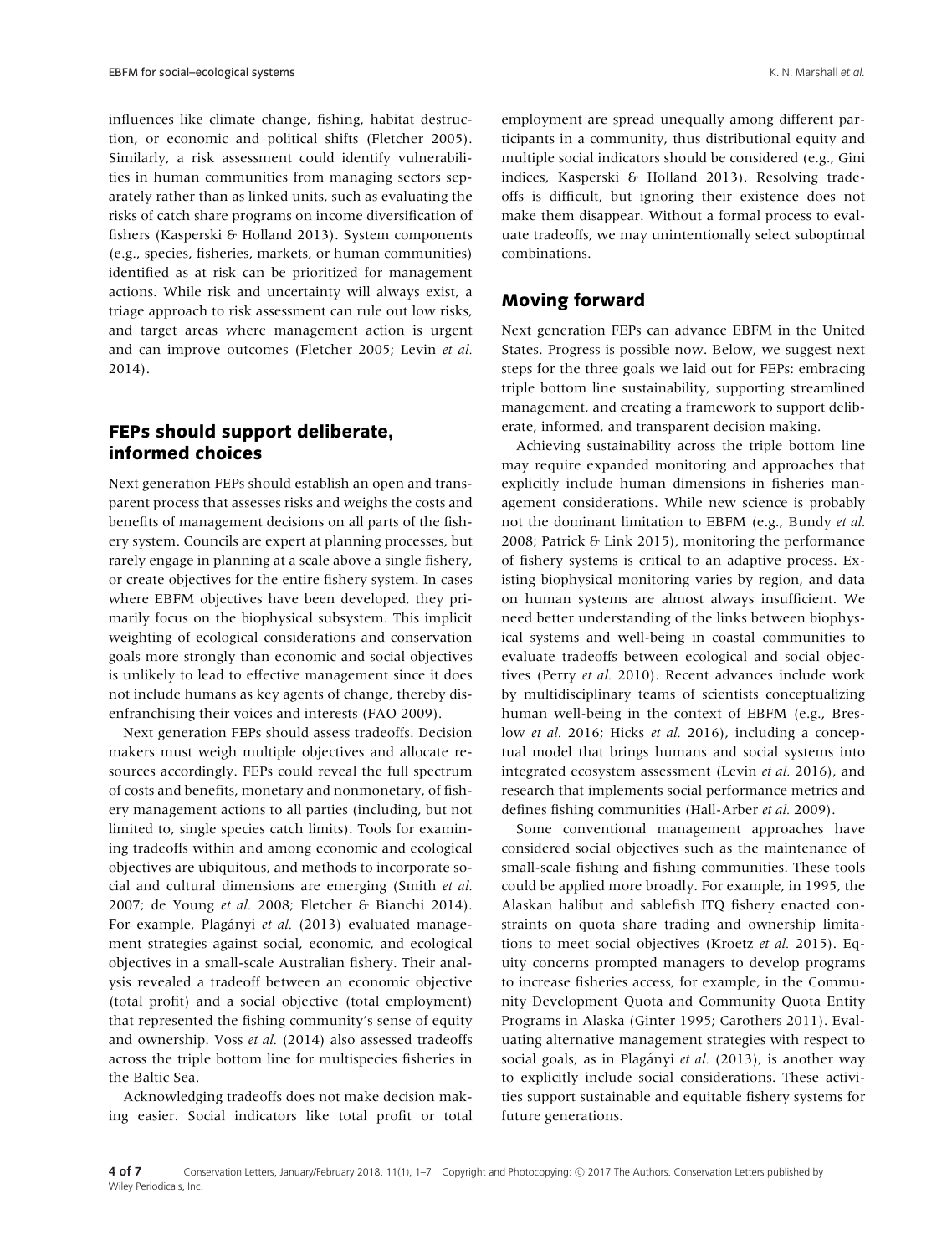influences like climate change, fishing, habitat destruction, or economic and political shifts (Fletcher 2005). Similarly, a risk assessment could identify vulnerabilities in human communities from managing sectors separately rather than as linked units, such as evaluating the risks of catch share programs on income diversification of fishers (Kasperski & Holland 2013). System components (e.g., species, fisheries, markets, or human communities) identified as at risk can be prioritized for management actions. While risk and uncertainty will always exist, a triage approach to risk assessment can rule out low risks, and target areas where management action is urgent and can improve outcomes (Fletcher 2005; Levin *et al.* 2014).

## FEPs should support deliberate, informed choices

Next generation FEPs should establish an open and transparent process that assesses risks and weighs the costs and benefits of management decisions on all parts of the fishery system. Councils are expert at planning processes, but rarely engage in planning at a scale above a single fishery, or create objectives for the entire fishery system. In cases where EBFM objectives have been developed, they primarily focus on the biophysical subsystem. This implicit weighting of ecological considerations and conservation goals more strongly than economic and social objectives is unlikely to lead to effective management since it does not include humans as key agents of change, thereby disenfranchising their voices and interests (FAO 2009).

Next generation FEPs should assess tradeoffs. Decision makers must weigh multiple objectives and allocate resources accordingly. FEPs could reveal the full spectrum of costs and benefits, monetary and nonmonetary, of fishery management actions to all parties (including, but not limited to, single species catch limits). Tools for examining tradeoffs within and among economic and ecological objectives are ubiquitous, and methods to incorporate social and cultural dimensions are emerging (Smith *et al.* 2007; de Young *et al.* 2008; Fletcher & Bianchi 2014). For example, Plagányi *et al.* (2013) evaluated management strategies against social, economic, and ecological objectives in a small-scale Australian fishery. Their analysis revealed a tradeoff between an economic objective (total profit) and a social objective (total employment) that represented the fishing community's sense of equity and ownership. Voss *et al.* (2014) also assessed tradeoffs across the triple bottom line for multispecies fisheries in the Baltic Sea.

Acknowledging tradeoffs does not make decision making easier. Social indicators like total profit or total employment are spread unequally among different participants in a community, thus distributional equity and multiple social indicators should be considered (e.g., Gini indices, Kasperski & Holland 2013). Resolving tradeoffs is difficult, but ignoring their existence does not make them disappear. Without a formal process to evaluate tradeoffs, we may unintentionally select suboptimal combinations.

## Moving forward

Next generation FEPs can advance EBFM in the United States. Progress is possible now. Below, we suggest next steps for the three goals we laid out for FEPs: embracing triple bottom line sustainability, supporting streamlined management, and creating a framework to support deliberate, informed, and transparent decision making.

Achieving sustainability across the triple bottom line may require expanded monitoring and approaches that explicitly include human dimensions in fisheries management considerations. While new science is probably not the dominant limitation to EBFM (e.g., Bundy *et al.* 2008; Patrick & Link 2015), monitoring the performance of fishery systems is critical to an adaptive process. Existing biophysical monitoring varies by region, and data on human systems are almost always insufficient. We need better understanding of the links between biophysical systems and well-being in coastal communities to evaluate tradeoffs between ecological and social objectives (Perry *et al.* 2010). Recent advances include work by multidisciplinary teams of scientists conceptualizing human well-being in the context of EBFM (e.g., Breslow *et al.* 2016; Hicks *et al.* 2016), including a conceptual model that brings humans and social systems into integrated ecosystem assessment (Levin *et al.* 2016), and research that implements social performance metrics and defines fishing communities (Hall-Arber *et al.* 2009).

Some conventional management approaches have considered social objectives such as the maintenance of small-scale fishing and fishing communities. These tools could be applied more broadly. For example, in 1995, the Alaskan halibut and sablefish ITQ fishery enacted constraints on quota share trading and ownership limitations to meet social objectives (Kroetz *et al.* 2015). Equity concerns prompted managers to develop programs to increase fisheries access, for example, in the Community Development Quota and Community Quota Entity Programs in Alaska (Ginter 1995; Carothers 2011). Evaluating alternative management strategies with respect to social goals, as in Plagányi *et al.* (2013), is another way to explicitly include social considerations. These activities support sustainable and equitable fishery systems for future generations.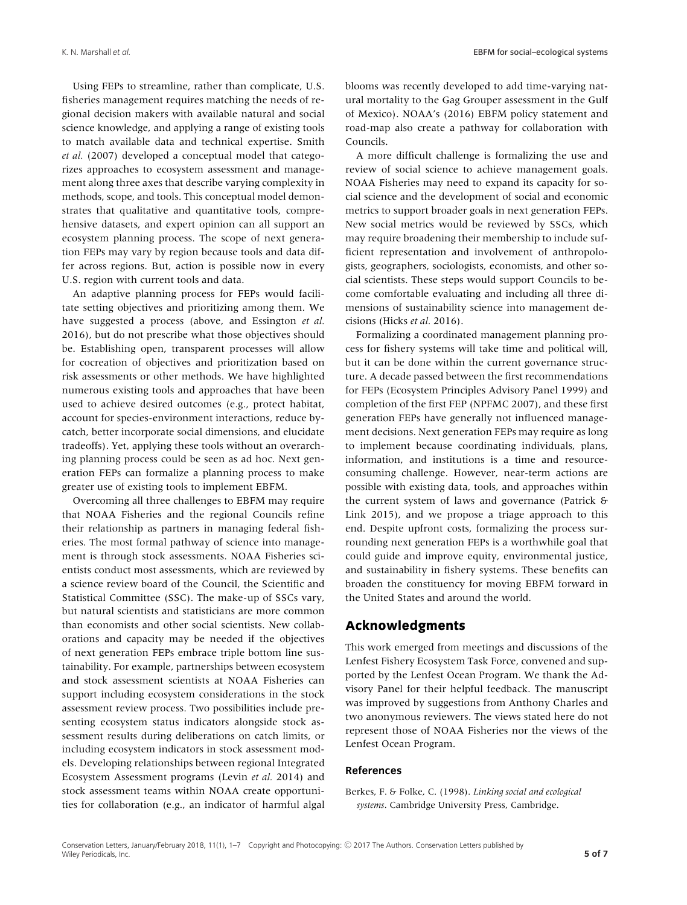Using FEPs to streamline, rather than complicate, U.S. fisheries management requires matching the needs of regional decision makers with available natural and social science knowledge, and applying a range of existing tools to match available data and technical expertise. Smith *et al.* (2007) developed a conceptual model that categorizes approaches to ecosystem assessment and management along three axes that describe varying complexity in methods, scope, and tools. This conceptual model demonstrates that qualitative and quantitative tools, comprehensive datasets, and expert opinion can all support an ecosystem planning process. The scope of next generation FEPs may vary by region because tools and data differ across regions. But, action is possible now in every U.S. region with current tools and data.

An adaptive planning process for FEPs would facilitate setting objectives and prioritizing among them. We have suggested a process (above, and Essington *et al.* 2016), but do not prescribe what those objectives should be. Establishing open, transparent processes will allow for cocreation of objectives and prioritization based on risk assessments or other methods. We have highlighted numerous existing tools and approaches that have been used to achieve desired outcomes (e.g., protect habitat, account for species-environment interactions, reduce bycatch, better incorporate social dimensions, and elucidate tradeoffs). Yet, applying these tools without an overarching planning process could be seen as ad hoc. Next generation FEPs can formalize a planning process to make greater use of existing tools to implement EBFM.

Overcoming all three challenges to EBFM may require that NOAA Fisheries and the regional Councils refine their relationship as partners in managing federal fisheries. The most formal pathway of science into management is through stock assessments. NOAA Fisheries scientists conduct most assessments, which are reviewed by a science review board of the Council, the Scientific and Statistical Committee (SSC). The make-up of SSCs vary, but natural scientists and statisticians are more common than economists and other social scientists. New collaborations and capacity may be needed if the objectives of next generation FEPs embrace triple bottom line sustainability. For example, partnerships between ecosystem and stock assessment scientists at NOAA Fisheries can support including ecosystem considerations in the stock assessment review process. Two possibilities include presenting ecosystem status indicators alongside stock assessment results during deliberations on catch limits, or including ecosystem indicators in stock assessment models. Developing relationships between regional Integrated Ecosystem Assessment programs (Levin *et al.* 2014) and stock assessment teams within NOAA create opportunities for collaboration (e.g., an indicator of harmful algal blooms was recently developed to add time-varying natural mortality to the Gag Grouper assessment in the Gulf of Mexico). NOAA's (2016) EBFM policy statement and road-map also create a pathway for collaboration with Councils.

A more difficult challenge is formalizing the use and review of social science to achieve management goals. NOAA Fisheries may need to expand its capacity for social science and the development of social and economic metrics to support broader goals in next generation FEPs. New social metrics would be reviewed by SSCs, which may require broadening their membership to include sufficient representation and involvement of anthropologists, geographers, sociologists, economists, and other social scientists. These steps would support Councils to become comfortable evaluating and including all three dimensions of sustainability science into management decisions (Hicks *et al.* 2016).

Formalizing a coordinated management planning process for fishery systems will take time and political will, but it can be done within the current governance structure. A decade passed between the first recommendations for FEPs (Ecosystem Principles Advisory Panel 1999) and completion of the first FEP (NPFMC 2007), and these first generation FEPs have generally not influenced management decisions. Next generation FEPs may require as long to implement because coordinating individuals, plans, information, and institutions is a time and resource-consuming challenge. However, near-term actions are possible with existing data, tools, and approaches within the current system of laws and governance (Patrick & Link 2015), and we propose a triage approach to this end. Despite upfront costs, formalizing the process surrounding next generation FEPs is a worthwhile goal that could guide and improve equity, environmental justice, and sustainability in fishery systems. These benefits can broaden the constituency for moving EBFM forward in the United States and around the world.

## Acknowledgments

This work emerged from meetings and discussions of the Lenfest Fishery Ecosystem Task Force, convened and supported by the Lenfest Ocean Program. We thank the Advisory Panel for their helpful feedback. The manuscript was improved by suggestions from Anthony Charles and two anonymous reviewers. The views stated here do not represent those of NOAA Fisheries nor the views of the Lenfest Ocean Program.

### References

Berkes, F. & Folke, C. (1998). *Linking social and ecological systems*. Cambridge University Press, Cambridge.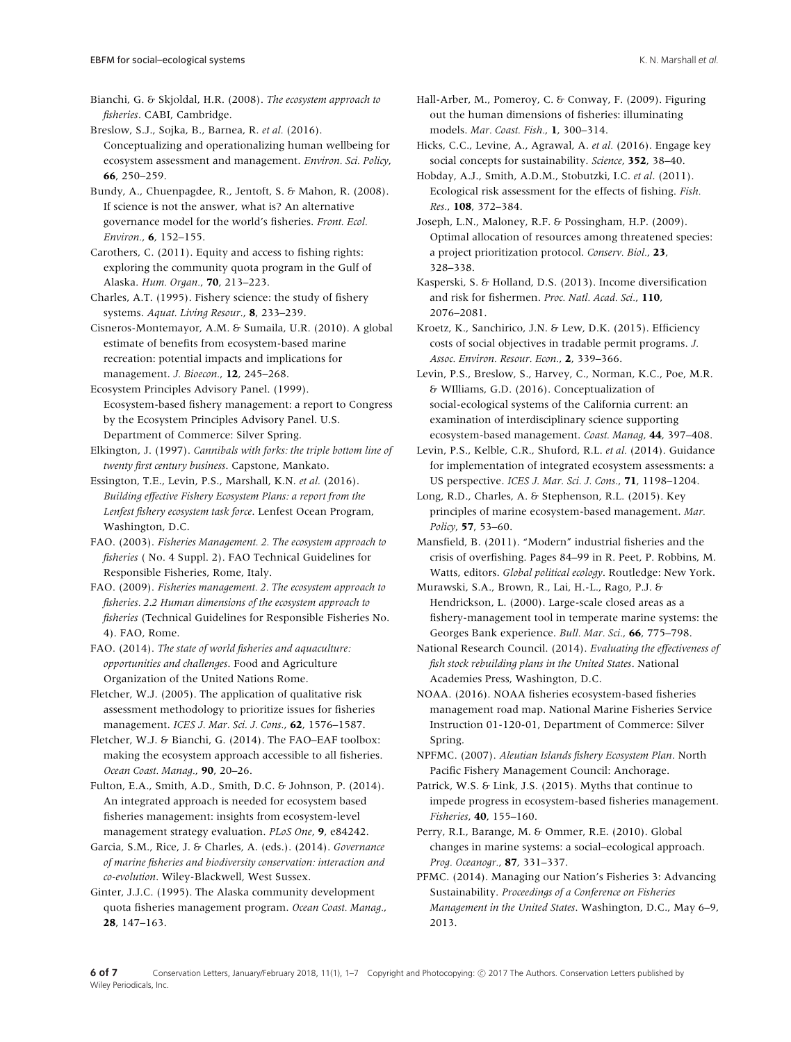Bianchi, G. & Skjoldal, H.R. (2008). *The ecosystem approach to fisheries*. CABI, Cambridge.

Breslow, S.J., Sojka, B., Barnea, R. *et al.* (2016). Conceptualizing and operationalizing human wellbeing for ecosystem assessment and management. *Environ. Sci. Policy*, **66**, 250–259.

Bundy, A., Chuenpagdee, R., Jentoft, S. & Mahon, R. (2008). If science is not the answer, what is? An alternative governance model for the world's fisheries. *Front. Ecol. Environ.*, **6**, 152–155.

Carothers, C. (2011). Equity and access to fishing rights: exploring the community quota program in the Gulf of Alaska. *Hum. Organ.*, **70**, 213–223.

Charles, A.T. (1995). Fishery science: the study of fishery systems. *Aquat. Living Resour.*, **8**, 233–239.

Cisneros-Montemayor, A.M. & Sumaila, U.R. (2010). A global estimate of benefits from ecosystem-based marine recreation: potential impacts and implications for management. *J. Bioecon.*, **12**, 245–268.

Ecosystem Principles Advisory Panel. (1999). Ecosystem-based fishery management: a report to Congress by the Ecosystem Principles Advisory Panel. U.S. Department of Commerce: Silver Spring.

Elkington, J. (1997). *Cannibals with forks: the triple bottom line of twenty first century business*. Capstone, Mankato.

Essington, T.E., Levin, P.S., Marshall, K.N. *et al.* (2016). *Building effective Fishery Ecosystem Plans: a report from the Lenfest fishery ecosystem task force*. Lenfest Ocean Program, Washington, D.C.

FAO. (2003). *Fisheries Management. 2. The ecosystem approach to fisheries* ( No. 4 Suppl. 2). FAO Technical Guidelines for Responsible Fisheries, Rome, Italy.

FAO. (2009). *Fisheries management. 2. The ecosystem approach to fisheries. 2.2 Human dimensions of the ecosystem approach to fisheries* (Technical Guidelines for Responsible Fisheries No. 4). FAO, Rome.

FAO. (2014). *The state of world fisheries and aquaculture: opportunities and challenges*. Food and Agriculture Organization of the United Nations Rome.

Fletcher, W.J. (2005). The application of qualitative risk assessment methodology to prioritize issues for fisheries management. *ICES J. Mar. Sci. J. Cons.*, **62**, 1576–1587.

Fletcher, W.J. & Bianchi, G. (2014). The FAO–EAF toolbox: making the ecosystem approach accessible to all fisheries. *Ocean Coast. Manag.*, **90**, 20–26.

Fulton, E.A., Smith, A.D., Smith, D.C. & Johnson, P. (2014). An integrated approach is needed for ecosystem based fisheries management: insights from ecosystem-level management strategy evaluation. *PLoS One*, **9**, e84242.

Garcia, S.M., Rice, J. & Charles, A. (eds.). (2014). *Governance of marine fisheries and biodiversity conservation: interaction and co-evolution*. Wiley-Blackwell, West Sussex.

Ginter, J.J.C. (1995). The Alaska community development quota fisheries management program. *Ocean Coast. Manag.*, **28**, 147–163.

Hall-Arber, M., Pomeroy, C. & Conway, F. (2009). Figuring out the human dimensions of fisheries: illuminating models. *Mar. Coast. Fish.*, **1**, 300–314.

Hicks, C.C., Levine, A., Agrawal, A. *et al.* (2016). Engage key social concepts for sustainability. *Science*, **352**, 38–40.

Hobday, A.J., Smith, A.D.M., Stobutzki, I.C. *et al.* (2011). Ecological risk assessment for the effects of fishing. *Fish. Res.*, **108**, 372–384.

Joseph, L.N., Maloney, R.F. & Possingham, H.P. (2009). Optimal allocation of resources among threatened species: a project prioritization protocol. *Conserv. Biol.*, **23**, 328–338.

Kasperski, S. & Holland, D.S. (2013). Income diversification and risk for fishermen. *Proc. Natl. Acad. Sci.*, **110**, 2076–2081.

Kroetz, K., Sanchirico, J.N. & Lew, D.K. (2015). Efficiency costs of social objectives in tradable permit programs. *J. Assoc. Environ. Resour. Econ.*, **2**, 339–366.

Levin, P.S., Breslow, S., Harvey, C., Norman, K.C., Poe, M.R. & WIlliams, G.D. (2016). Conceptualization of social-ecological systems of the California current: an examination of interdisciplinary science supporting ecosystem-based management. *Coast. Manag*, **44**, 397–408.

Levin, P.S., Kelble, C.R., Shuford, R.L. *et al.* (2014). Guidance for implementation of integrated ecosystem assessments: a US perspective. *ICES J. Mar. Sci. J. Cons.*, **71**, 1198–1204.

Long, R.D., Charles, A. & Stephenson, R.L. (2015). Key principles of marine ecosystem-based management. *Mar. Policy*, **57**, 53–60.

Mansfield, B. (2011). "Modern" industrial fisheries and the crisis of overfishing. Pages 84–99 in R. Peet, P. Robbins, M. Watts, editors. *Global political ecology*. Routledge: New York.

Murawski, S.A., Brown, R., Lai, H.-L., Rago, P.J. & Hendrickson, L. (2000). Large-scale closed areas as a fishery-management tool in temperate marine systems: the Georges Bank experience. *Bull. Mar. Sci.*, **66**, 775–798.

National Research Council. (2014). *Evaluating the effectiveness of fish stock rebuilding plans in the United States*. National Academies Press, Washington, D.C.

NOAA. (2016). NOAA fisheries ecosystem-based fisheries management road map. National Marine Fisheries Service Instruction 01-120-01, Department of Commerce: Silver Spring.

NPFMC. (2007). *Aleutian Islands fishery Ecosystem Plan*. North Pacific Fishery Management Council: Anchorage.

Patrick, W.S. & Link, J.S. (2015). Myths that continue to impede progress in ecosystem-based fisheries management. *Fisheries*, **40**, 155–160.

Perry, R.I., Barange, M. & Ommer, R.E. (2010). Global changes in marine systems: a social–ecological approach. *Prog. Oceanogr.*, **87**, 331–337.

PFMC. (2014). Managing our Nation's Fisheries 3: Advancing Sustainability. *Proceedings of a Conference on Fisheries Management in the United States*. Washington, D.C., May 6–9, 2013.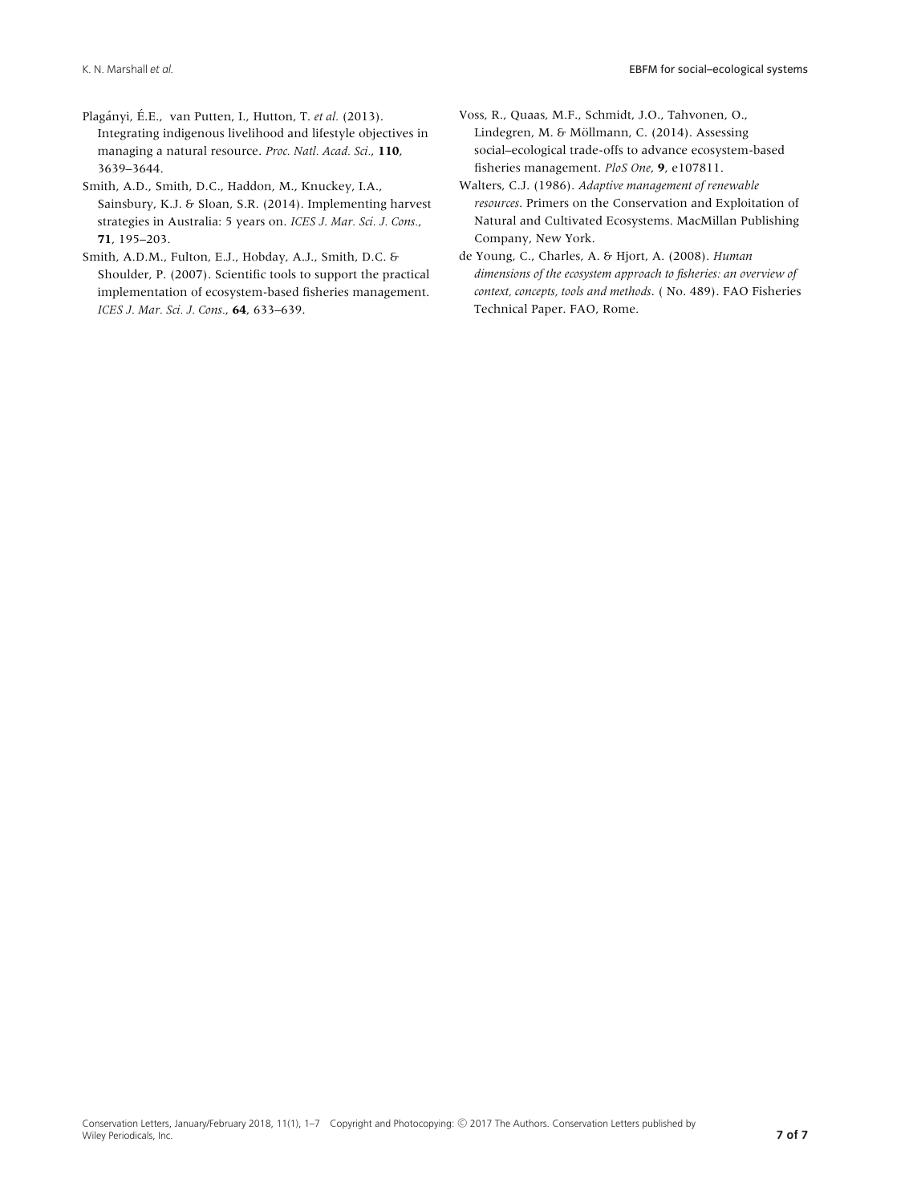Plagányi, É.E., van Putten, I., Hutton, T. *et al.* (2013). Integrating indigenous livelihood and lifestyle objectives in managing a natural resource. *Proc. Natl. Acad. Sci.*, **110**, 3639–3644.

Smith, A.D., Smith, D.C., Haddon, M., Knuckey, I.A., Sainsbury, K.J. & Sloan, S.R. (2014). Implementing harvest strategies in Australia: 5 years on. *ICES J. Mar. Sci. J. Cons.*, **71**, 195–203.

Smith, A.D.M., Fulton, E.J., Hobday, A.J., Smith, D.C. & Shoulder, P. (2007). Scientific tools to support the practical implementation of ecosystem-based fisheries management. *ICES J. Mar. Sci. J. Cons.*, **64**, 633–639.

Voss, R., Quaas, M.F., Schmidt, J.O., Tahvonen, O., Lindegren, M. & Möllmann, C. (2014). Assessing social–ecological trade-offs to advance ecosystem-based fisheries management. *PloS One*, **9**, e107811.

Walters, C.J. (1986). *Adaptive management of renewable resources*. Primers on the Conservation and Exploitation of Natural and Cultivated Ecosystems. MacMillan Publishing Company, New York.

de Young, C., Charles, A. & Hjort, A. (2008). *Human dimensions of the ecosystem approach to fisheries: an overview of context, concepts, tools and methods*. ( No. 489). FAO Fisheries Technical Paper. FAO, Rome.